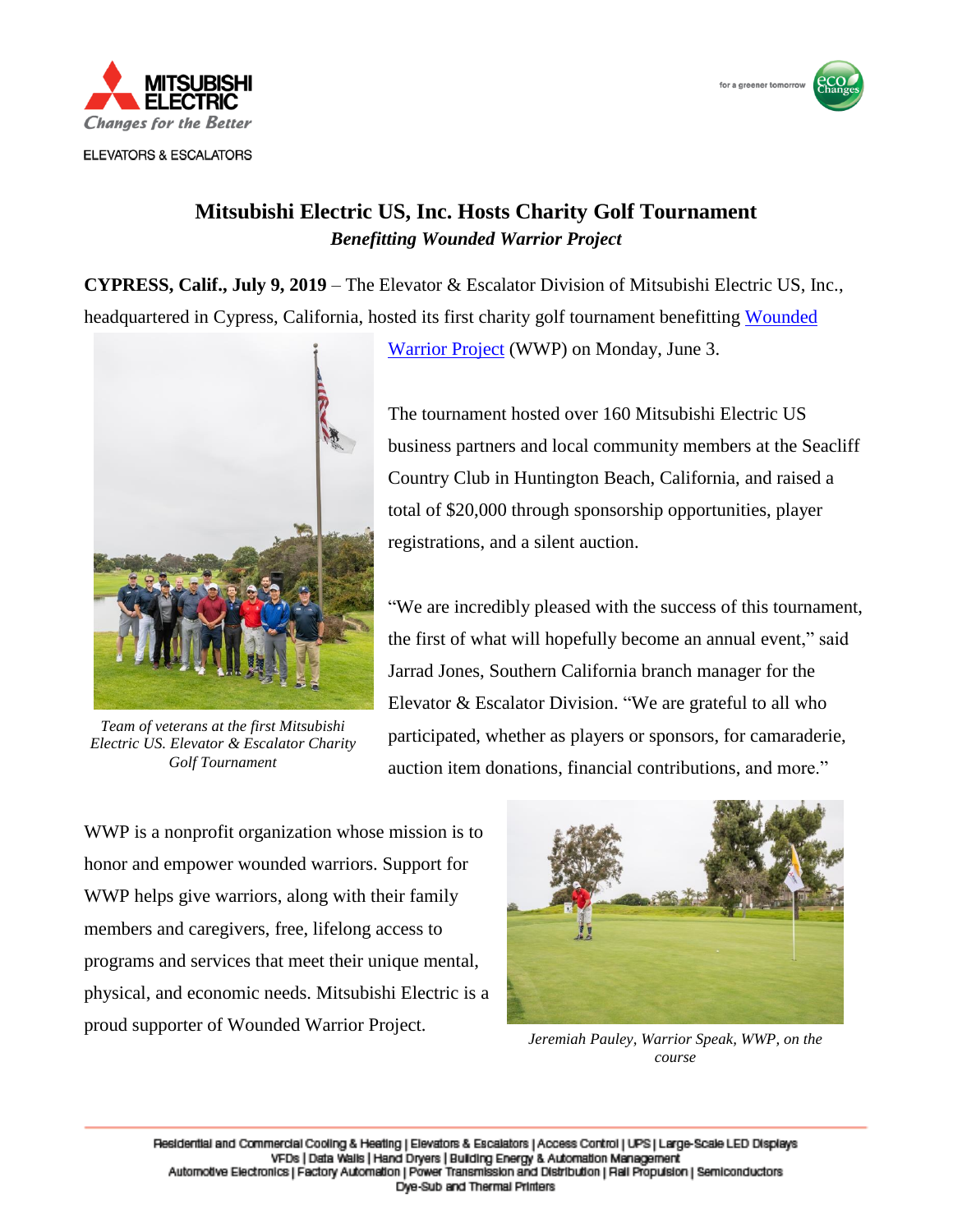# Mitsubishi Electric US, Inc. Hosts Charity Golf Tournament

***Benefitting Wounded Warrior Project***

**CYPRESS, Calif., July 9, 2019** – The Elevator & Escalator Division of Mitsubishi Electric US, Inc., headquartered in Cypress, California, hosted its first charity golf tournament benefitting Wounded Warrior Project (WWP) on Monday, June 3.

The tournament hosted over 160 Mitsubishi Electric US business partners and local community members at the Seacliff Country Club in Huntington Beach, California, and raised a total of $20,000 through sponsorship opportunities, player registrations, and a silent auction.

*Team of veterans at the first Mitsubishi Electric US. Elevator & Escalator Charity Golf Tournament*

"We are incredibly pleased with the success of this tournament, the first of what will hopefully become an annual event," said Jarrad Jones, Southern California branch manager for the Elevator & Escalator Division. "We are grateful to all who participated, whether as players or sponsors, for camaraderie, auction item donations, financial contributions, and more."

WWP is a nonprofit organization whose mission is to honor and empower wounded warriors. Support for WWP helps give warriors, along with their family members and caregivers, free, lifelong access to programs and services that meet their unique mental, physical, and economic needs. Mitsubishi Electric is a proud supporter of Wounded Warrior Project.

*Jeremiah Pauley, Warrior Speak, WWP, on the course*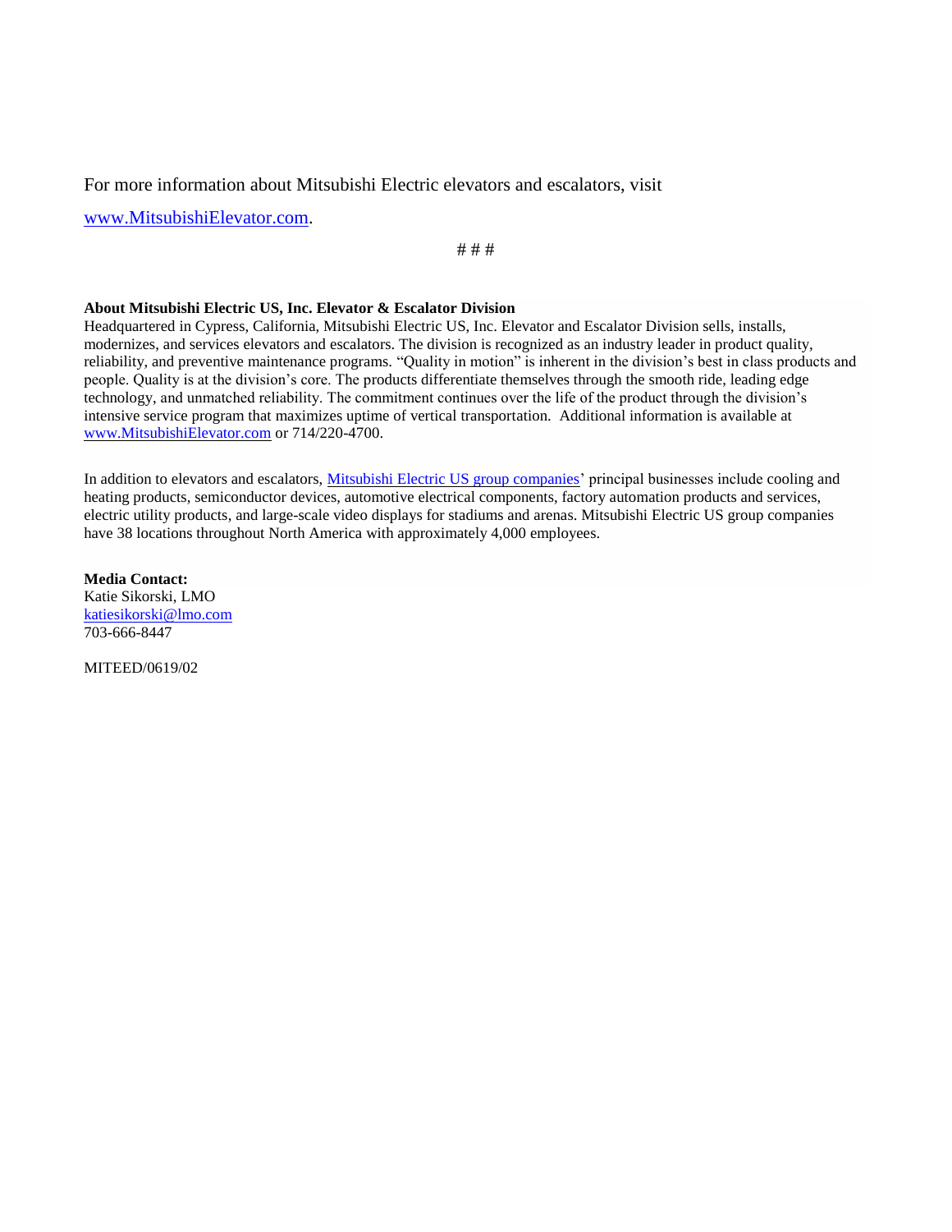For more information about Mitsubishi Electric elevators and escalators, visit

www.MitsubishiElevator.com.

# # #

**About Mitsubishi Electric US, Inc. Elevator & Escalator Division**

Headquartered in Cypress, California, Mitsubishi Electric US, Inc. Elevator and Escalator Division sells, installs, modernizes, and services elevators and escalators. The division is recognized as an industry leader in product quality, reliability, and preventive maintenance programs. "Quality in motion" is inherent in the division's best in class products and people. Quality is at the division's core. The products differentiate themselves through the smooth ride, leading edge technology, and unmatched reliability. The commitment continues over the life of the product through the division's intensive service program that maximizes uptime of vertical transportation. Additional information is available at www.MitsubishiElevator.com or 714/220-4700.

In addition to elevators and escalators, Mitsubishi Electric US group companies' principal businesses include cooling and heating products, semiconductor devices, automotive electrical components, factory automation products and services, electric utility products, and large-scale video displays for stadiums and arenas. Mitsubishi Electric US group companies have 38 locations throughout North America with approximately 4,000 employees.

**Media Contact:**
Katie Sikorski, LMO
katiesikorski@lmo.com
703-666-8447

MITEED/0619/02